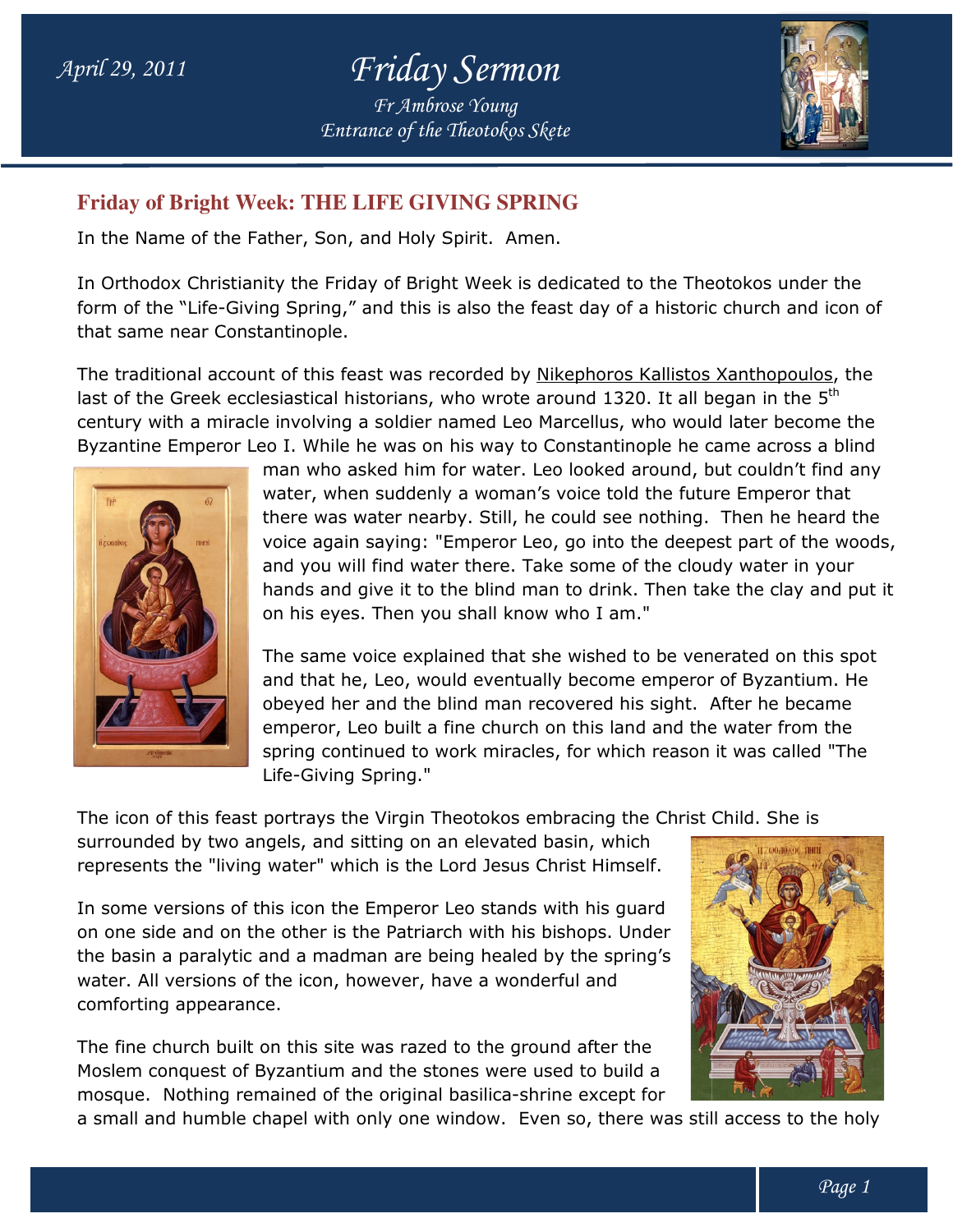April 29, 2011

# Friday Sermon

*Fr Ambrose Young*
*Entrance of the Theotokos Skete*

## Friday of Bright Week: THE LIFE GIVING SPRING

In the Name of the Father, Son, and Holy Spirit. Amen.

In Orthodox Christianity the Friday of Bright Week is dedicated to the Theotokos under the form of the "Life-Giving Spring," and this is also the feast day of a historic church and icon of that same near Constantinople.

The traditional account of this feast was recorded by Nikephoros Kallistos Xanthopoulos, the last of the Greek ecclesiastical historians, who wrote around 1320. It all began in the 5th century with a miracle involving a soldier named Leo Marcellus, who would later become the Byzantine Emperor Leo I. While he was on his way to Constantinople he came across a blind man who asked him for water. Leo looked around, but couldn't find any water, when suddenly a woman's voice told the future Emperor that there was water nearby. Still, he could see nothing. Then he heard the voice again saying: "Emperor Leo, go into the deepest part of the woods, and you will find water there. Take some of the cloudy water in your hands and give it to the blind man to drink. Then take the clay and put it on his eyes. Then you shall know who I am."

The same voice explained that she wished to be venerated on this spot and that he, Leo, would eventually become emperor of Byzantium. He obeyed her and the blind man recovered his sight. After he became emperor, Leo built a fine church on this land and the water from the spring continued to work miracles, for which reason it was called "The Life-Giving Spring."

The icon of this feast portrays the Virgin Theotokos embracing the Christ Child. She is surrounded by two angels, and sitting on an elevated basin, which represents the "living water" which is the Lord Jesus Christ Himself.

In some versions of this icon the Emperor Leo stands with his guard on one side and on the other is the Patriarch with his bishops. Under the basin a paralytic and a madman are being healed by the spring's water. All versions of the icon, however, have a wonderful and comforting appearance.

The fine church built on this site was razed to the ground after the Moslem conquest of Byzantium and the stones were used to build a mosque. Nothing remained of the original basilica-shrine except for a small and humble chapel with only one window. Even so, there was still access to the holy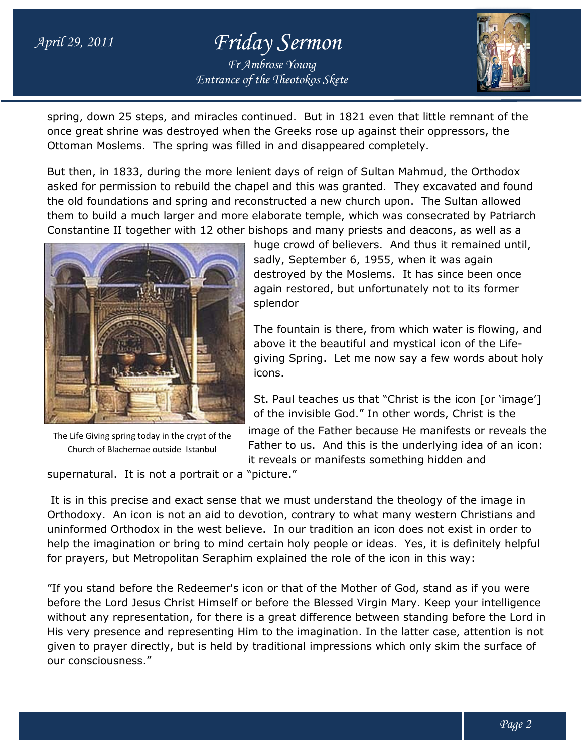spring, down 25 steps, and miracles continued. But in 1821 even that little remnant of the once great shrine was destroyed when the Greeks rose up against their oppressors, the Ottoman Moslems. The spring was filled in and disappeared completely.

But then, in 1833, during the more lenient days of reign of Sultan Mahmud, the Orthodox asked for permission to rebuild the chapel and this was granted. They excavated and found the old foundations and spring and reconstructed a new church upon. The Sultan allowed them to build a much larger and more elaborate temple, which was consecrated by Patriarch Constantine II together with 12 other bishops and many priests and deacons, as well as a huge crowd of believers. And thus it remained until, sadly, September 6, 1955, when it was again destroyed by the Moslems. It has since been once again restored, but unfortunately not to its former splendor

The Life Giving spring today in the crypt of the Church of Blachernae outside Istanbul

The fountain is there, from which water is flowing, and above it the beautiful and mystical icon of the Life-giving Spring. Let me now say a few words about holy icons.

St. Paul teaches us that "Christ is the icon [or 'image'] of the invisible God." In other words, Christ is the image of the Father because He manifests or reveals the Father to us. And this is the underlying idea of an icon: it reveals or manifests something hidden and supernatural. It is not a portrait or a "picture."

It is in this precise and exact sense that we must understand the theology of the image in Orthodoxy. An icon is not an aid to devotion, contrary to what many western Christians and uninformed Orthodox in the west believe. In our tradition an icon does not exist in order to help the imagination or bring to mind certain holy people or ideas. Yes, it is definitely helpful for prayers, but Metropolitan Seraphim explained the role of the icon in this way:

"If you stand before the Redeemer's icon or that of the Mother of God, stand as if you were before the Lord Jesus Christ Himself or before the Blessed Virgin Mary. Keep your intelligence without any representation, for there is a great difference between standing before the Lord in His very presence and representing Him to the imagination. In the latter case, attention is not given to prayer directly, but is held by traditional impressions which only skim the surface of our consciousness."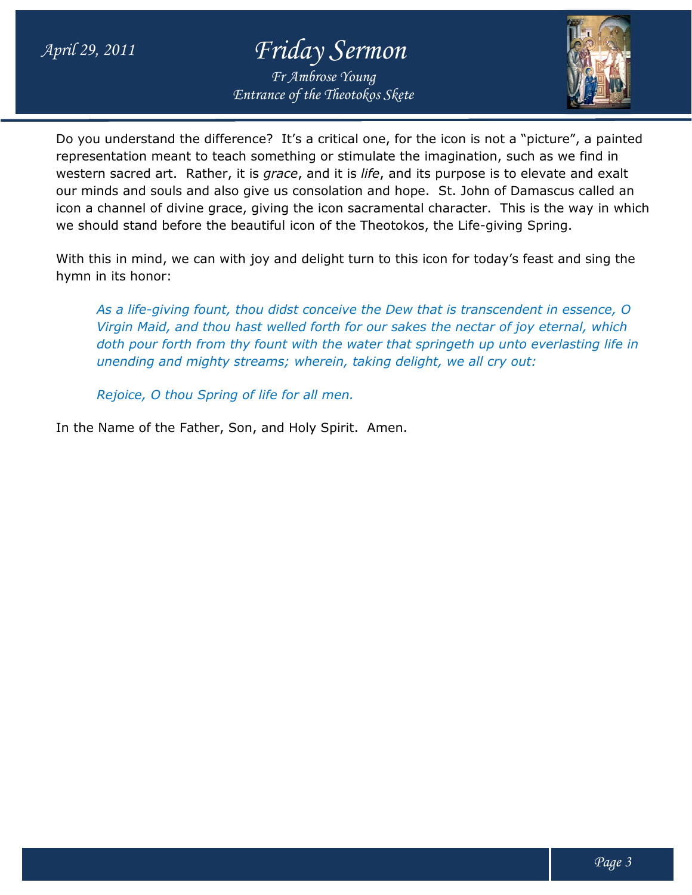Do you understand the difference? It's a critical one, for the icon is not a "picture", a painted representation meant to teach something or stimulate the imagination, such as we find in western sacred art. Rather, it is *grace*, and it is *life*, and its purpose is to elevate and exalt our minds and souls and also give us consolation and hope. St. John of Damascus called an icon a channel of divine grace, giving the icon sacramental character. This is the way in which we should stand before the beautiful icon of the Theotokos, the Life-giving Spring.

With this in mind, we can with joy and delight turn to this icon for today's feast and sing the hymn in its honor:

> *As a life-giving fount, thou didst conceive the Dew that is transcendent in essence, O Virgin Maid, and thou hast welled forth for our sakes the nectar of joy eternal, which doth pour forth from thy fount with the water that springeth up unto everlasting life in unending and mighty streams; wherein, taking delight, we all cry out:*
>
> *Rejoice, O thou Spring of life for all men.*

In the Name of the Father, Son, and Holy Spirit. Amen.